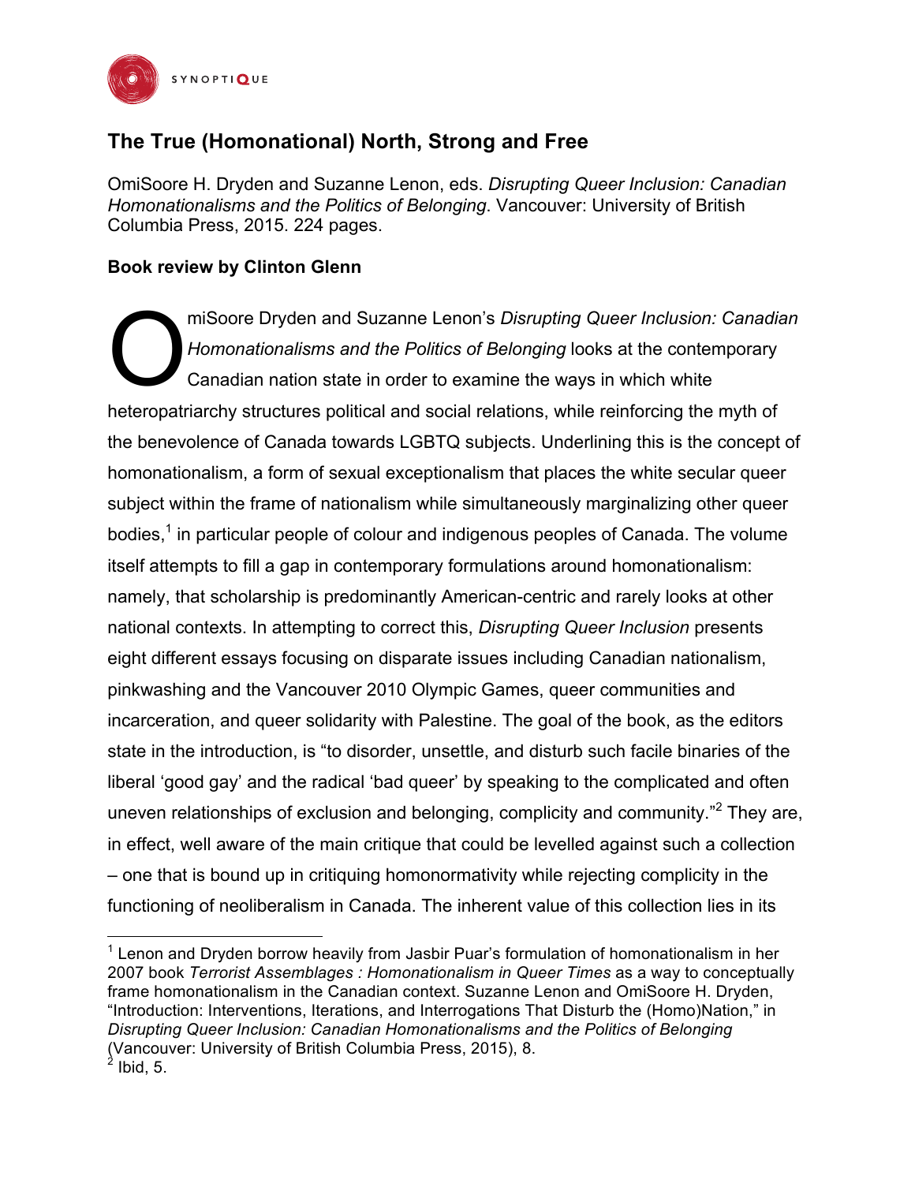# The True (Homonational) North, Strong and Free

OmiSoore H. Dryden and Suzanne Lenon, eds. *Disrupting Queer Inclusion: Canadian Homonationalisms and the Politics of Belonging*. Vancouver: University of British Columbia Press, 2015. 224 pages.

**Book review by Clinton Glenn**

OmiSoore Dryden and Suzanne Lenon's *Disrupting Queer Inclusion: Canadian Homonationalisms and the Politics of Belonging* looks at the contemporary Canadian nation state in order to examine the ways in which white heteropatriarchy structures political and social relations, while reinforcing the myth of the benevolence of Canada towards LGBTQ subjects. Underlining this is the concept of homonationalism, a form of sexual exceptionalism that places the white secular queer subject within the frame of nationalism while simultaneously marginalizing other queer bodies,[1] in particular people of colour and indigenous peoples of Canada. The volume itself attempts to fill a gap in contemporary formulations around homonationalism: namely, that scholarship is predominantly American-centric and rarely looks at other national contexts. In attempting to correct this, *Disrupting Queer Inclusion* presents eight different essays focusing on disparate issues including Canadian nationalism, pinkwashing and the Vancouver 2010 Olympic Games, queer communities and incarceration, and queer solidarity with Palestine. The goal of the book, as the editors state in the introduction, is "to disorder, unsettle, and disturb such facile binaries of the liberal 'good gay' and the radical 'bad queer' by speaking to the complicated and often uneven relationships of exclusion and belonging, complicity and community."[2] They are, in effect, well aware of the main critique that could be levelled against such a collection – one that is bound up in critiquing homonormativity while rejecting complicity in the functioning of neoliberalism in Canada. The inherent value of this collection lies in its

---

[1] Lenon and Dryden borrow heavily from Jasbir Puar's formulation of homonationalism in her 2007 book *Terrorist Assemblages : Homonationalism in Queer Times* as a way to conceptually frame homonationalism in the Canadian context. Suzanne Lenon and OmiSoore H. Dryden, "Introduction: Interventions, Iterations, and Interrogations That Disturb the (Homo)Nation," in *Disrupting Queer Inclusion: Canadian Homonationalisms and the Politics of Belonging* (Vancouver: University of British Columbia Press, 2015), 8.

[2] Ibid, 5.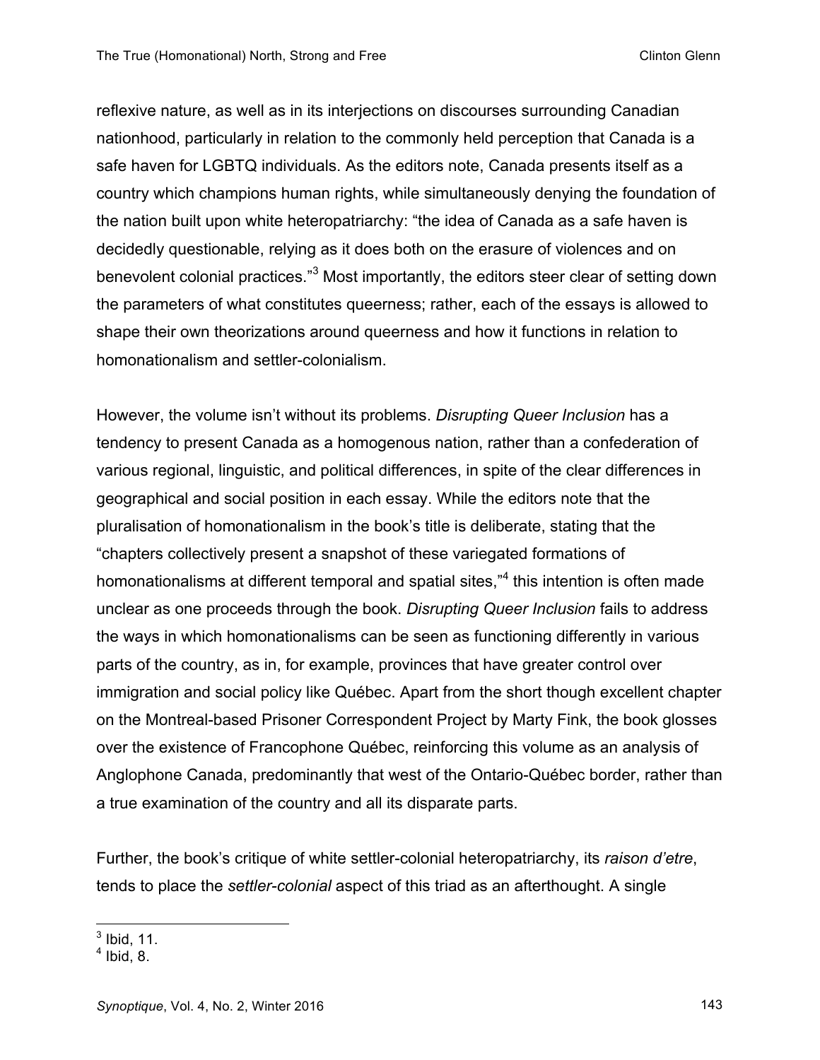reflexive nature, as well as in its interjections on discourses surrounding Canadian nationhood, particularly in relation to the commonly held perception that Canada is a safe haven for LGBTQ individuals. As the editors note, Canada presents itself as a country which champions human rights, while simultaneously denying the foundation of the nation built upon white heteropatriarchy: "the idea of Canada as a safe haven is decidedly questionable, relying as it does both on the erasure of violences and on benevolent colonial practices."[3] Most importantly, the editors steer clear of setting down the parameters of what constitutes queerness; rather, each of the essays is allowed to shape their own theorizations around queerness and how it functions in relation to homonationalism and settler-colonialism.

However, the volume isn't without its problems. *Disrupting Queer Inclusion* has a tendency to present Canada as a homogenous nation, rather than a confederation of various regional, linguistic, and political differences, in spite of the clear differences in geographical and social position in each essay. While the editors note that the pluralisation of homonationalism in the book's title is deliberate, stating that the "chapters collectively present a snapshot of these variegated formations of homonationalisms at different temporal and spatial sites,"[4] this intention is often made unclear as one proceeds through the book. *Disrupting Queer Inclusion* fails to address the ways in which homonationalisms can be seen as functioning differently in various parts of the country, as in, for example, provinces that have greater control over immigration and social policy like Québec. Apart from the short though excellent chapter on the Montreal-based Prisoner Correspondent Project by Marty Fink, the book glosses over the existence of Francophone Québec, reinforcing this volume as an analysis of Anglophone Canada, predominantly that west of the Ontario-Québec border, rather than a true examination of the country and all its disparate parts.

Further, the book's critique of white settler-colonial heteropatriarchy, its *raison d'etre*, tends to place the *settler-colonial* aspect of this triad as an afterthought. A single

---

[3] Ibid, 11.

[4] Ibid, 8.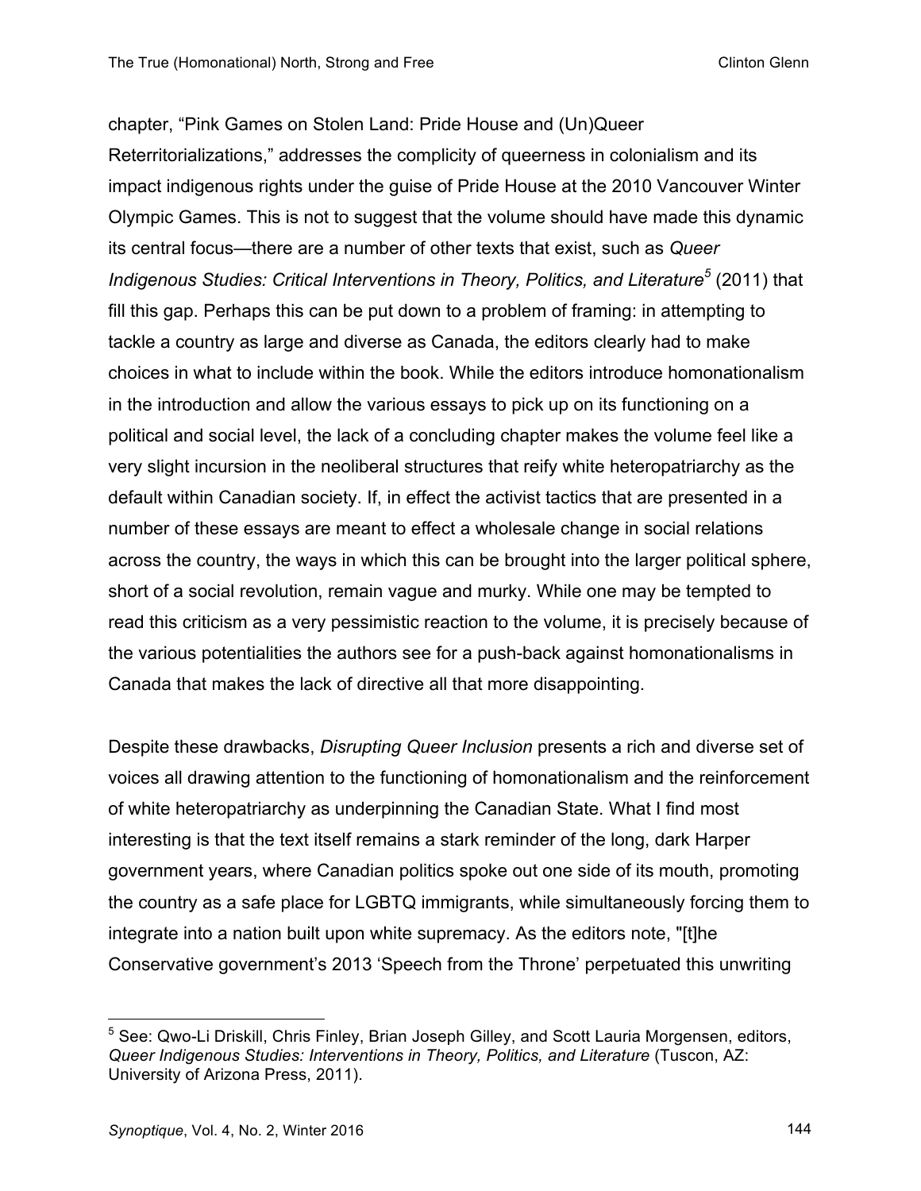chapter, "Pink Games on Stolen Land: Pride House and (Un)Queer Reterritorializations," addresses the complicity of queerness in colonialism and its impact indigenous rights under the guise of Pride House at the 2010 Vancouver Winter Olympic Games. This is not to suggest that the volume should have made this dynamic its central focus—there are a number of other texts that exist, such as *Queer Indigenous Studies: Critical Interventions in Theory, Politics, and Literature*[5] (2011) that fill this gap. Perhaps this can be put down to a problem of framing: in attempting to tackle a country as large and diverse as Canada, the editors clearly had to make choices in what to include within the book. While the editors introduce homonationalism in the introduction and allow the various essays to pick up on its functioning on a political and social level, the lack of a concluding chapter makes the volume feel like a very slight incursion in the neoliberal structures that reify white heteropatriarchy as the default within Canadian society. If, in effect the activist tactics that are presented in a number of these essays are meant to effect a wholesale change in social relations across the country, the ways in which this can be brought into the larger political sphere, short of a social revolution, remain vague and murky. While one may be tempted to read this criticism as a very pessimistic reaction to the volume, it is precisely because of the various potentialities the authors see for a push-back against homonationalisms in Canada that makes the lack of directive all that more disappointing.

Despite these drawbacks, *Disrupting Queer Inclusion* presents a rich and diverse set of voices all drawing attention to the functioning of homonationalism and the reinforcement of white heteropatriarchy as underpinning the Canadian State. What I find most interesting is that the text itself remains a stark reminder of the long, dark Harper government years, where Canadian politics spoke out one side of its mouth, promoting the country as a safe place for LGBTQ immigrants, while simultaneously forcing them to integrate into a nation built upon white supremacy. As the editors note, "[t]he Conservative government's 2013 'Speech from the Throne' perpetuated this unwriting

---

[5] See: Qwo-Li Driskill, Chris Finley, Brian Joseph Gilley, and Scott Lauria Morgensen, editors, *Queer Indigenous Studies: Interventions in Theory, Politics, and Literature* (Tuscon, AZ: University of Arizona Press, 2011).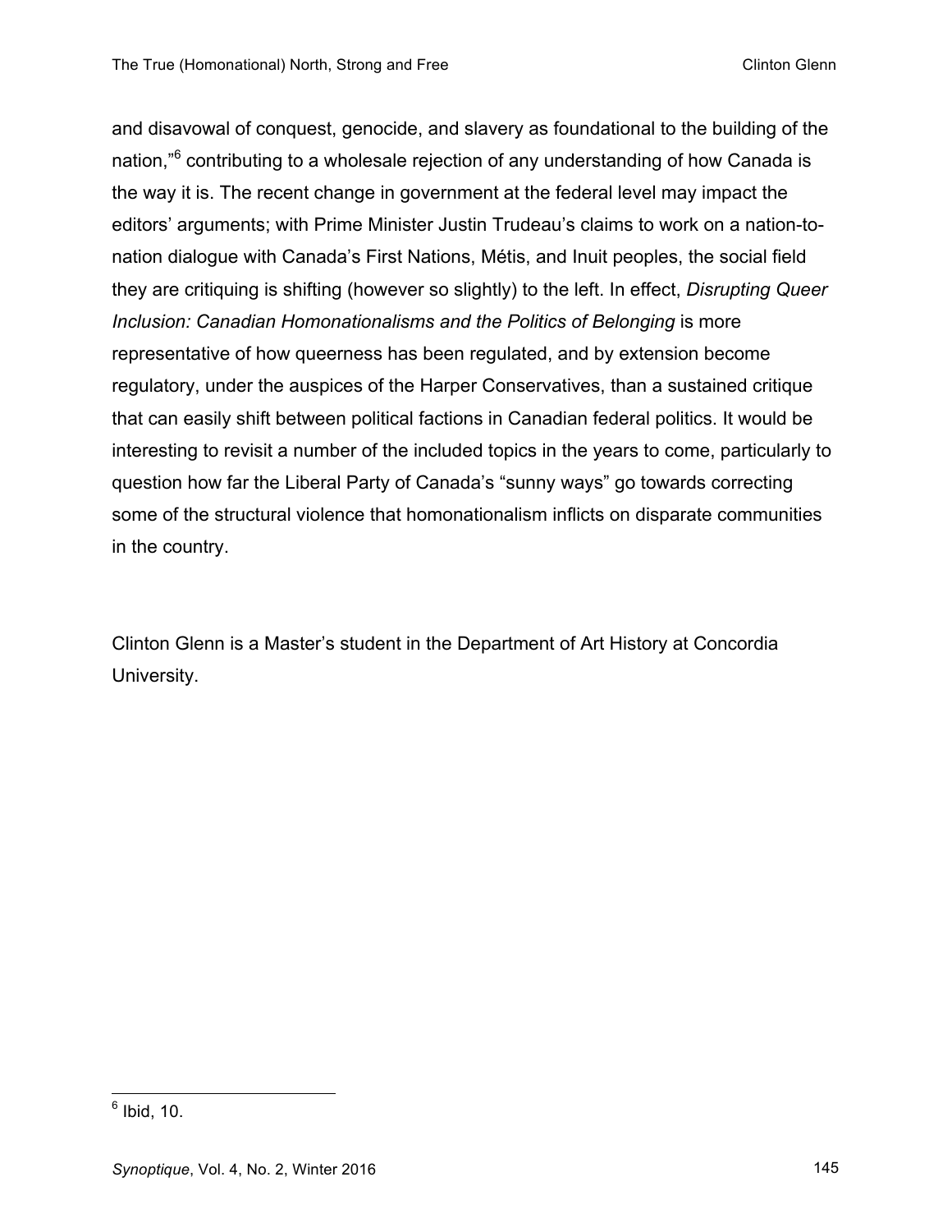and disavowal of conquest, genocide, and slavery as foundational to the building of the nation,"[6] contributing to a wholesale rejection of any understanding of how Canada is the way it is. The recent change in government at the federal level may impact the editors' arguments; with Prime Minister Justin Trudeau's claims to work on a nation-to-nation dialogue with Canada's First Nations, Métis, and Inuit peoples, the social field they are critiquing is shifting (however so slightly) to the left. In effect, *Disrupting Queer Inclusion: Canadian Homonationalisms and the Politics of Belonging* is more representative of how queerness has been regulated, and by extension become regulatory, under the auspices of the Harper Conservatives, than a sustained critique that can easily shift between political factions in Canadian federal politics. It would be interesting to revisit a number of the included topics in the years to come, particularly to question how far the Liberal Party of Canada's "sunny ways" go towards correcting some of the structural violence that homonationalism inflicts on disparate communities in the country.

Clinton Glenn is a Master's student in the Department of Art History at Concordia University.

---

[6] Ibid, 10.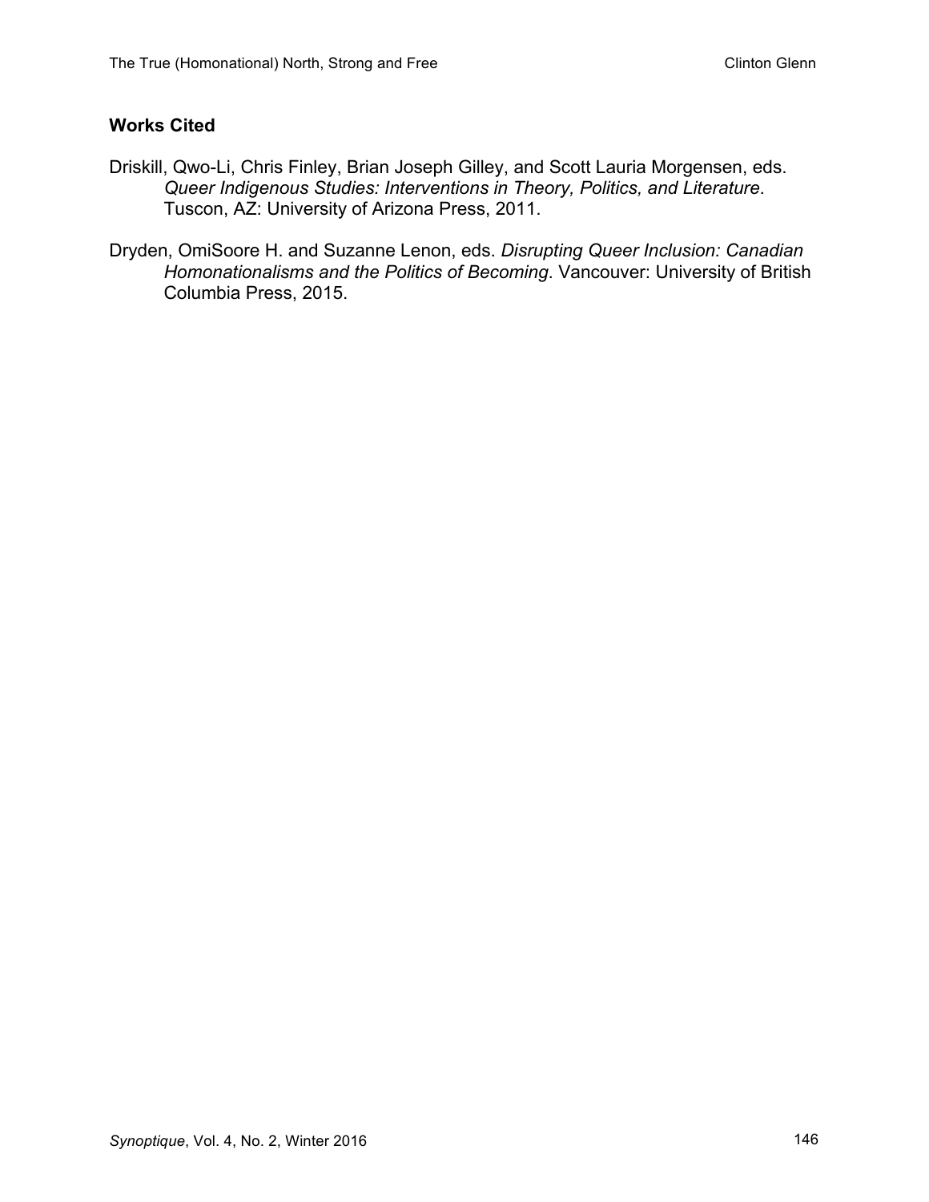### Works Cited

Driskill, Qwo-Li, Chris Finley, Brian Joseph Gilley, and Scott Lauria Morgensen, eds. *Queer Indigenous Studies: Interventions in Theory, Politics, and Literature*. Tuscon, AZ: University of Arizona Press, 2011.

Dryden, OmiSoore H. and Suzanne Lenon, eds. *Disrupting Queer Inclusion: Canadian Homonationalisms and the Politics of Becoming*. Vancouver: University of British Columbia Press, 2015.